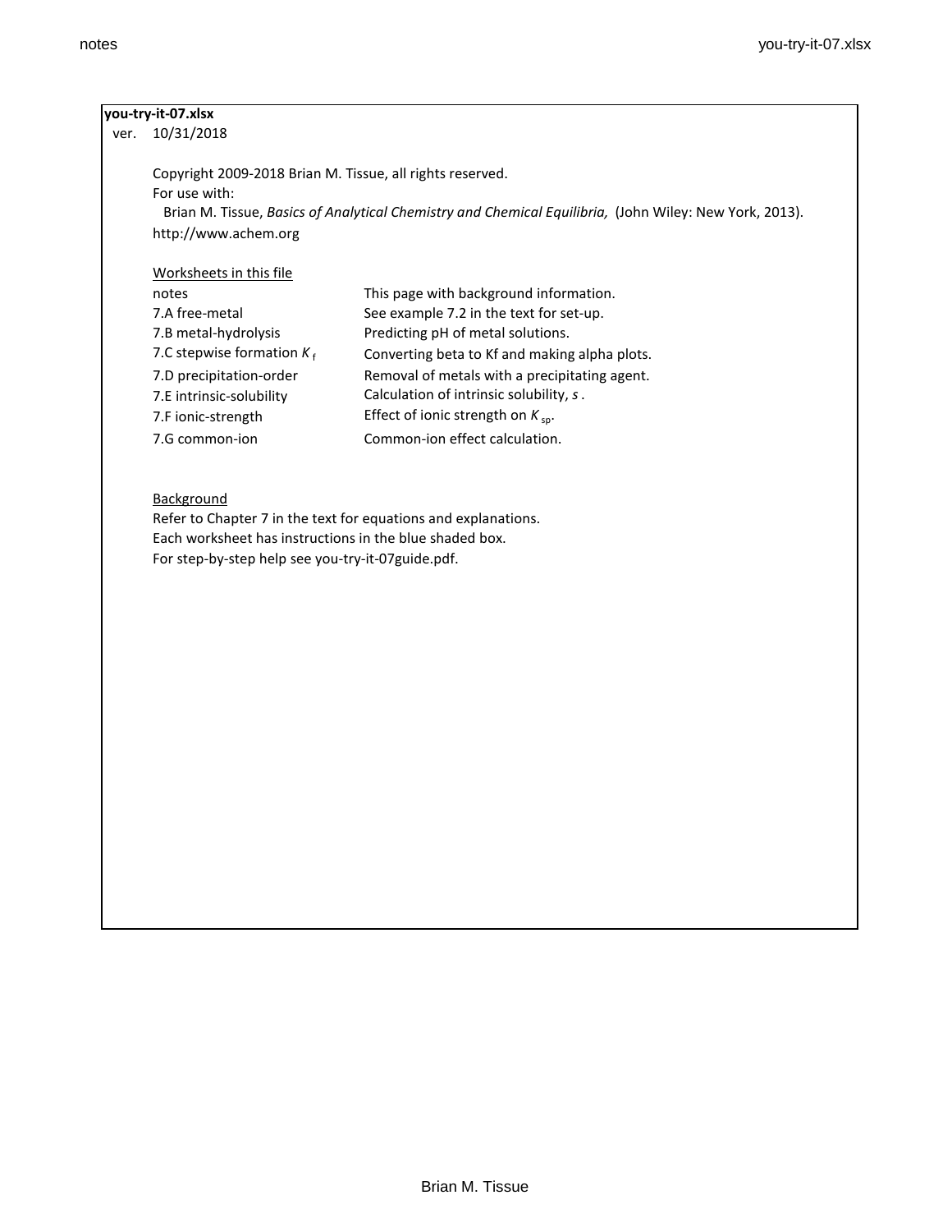**you-try-it-07.xlsx**

ver. 10/31/2018

Copyright 2009-2018 Brian M. Tissue, all rights reserved.
For use with:
Brian M. Tissue, *Basics of Analytical Chemistry and Chemical Equilibria,* (John Wiley: New York, 2013).
http://www.achem.org

Worksheets in this file

| | |
|---|---|
| notes | This page with background information. |
| 7.A free-metal | See example 7.2 in the text for set-up. |
| 7.B metal-hydrolysis | Predicting pH of metal solutions. |
| 7.C stepwise formation $K_f$ | Converting beta to Kf and making alpha plots. |
| 7.D precipitation-order | Removal of metals with a precipitating agent. |
| 7.E intrinsic-solubility | Calculation of intrinsic solubility, *s* . |
| 7.F ionic-strength | Effect of ionic strength on $K_{sp}$. |
| 7.G common-ion | Common-ion effect calculation. |

Background

Refer to Chapter 7 in the text for equations and explanations.
Each worksheet has instructions in the blue shaded box.
For step-by-step help see you-try-it-07guide.pdf.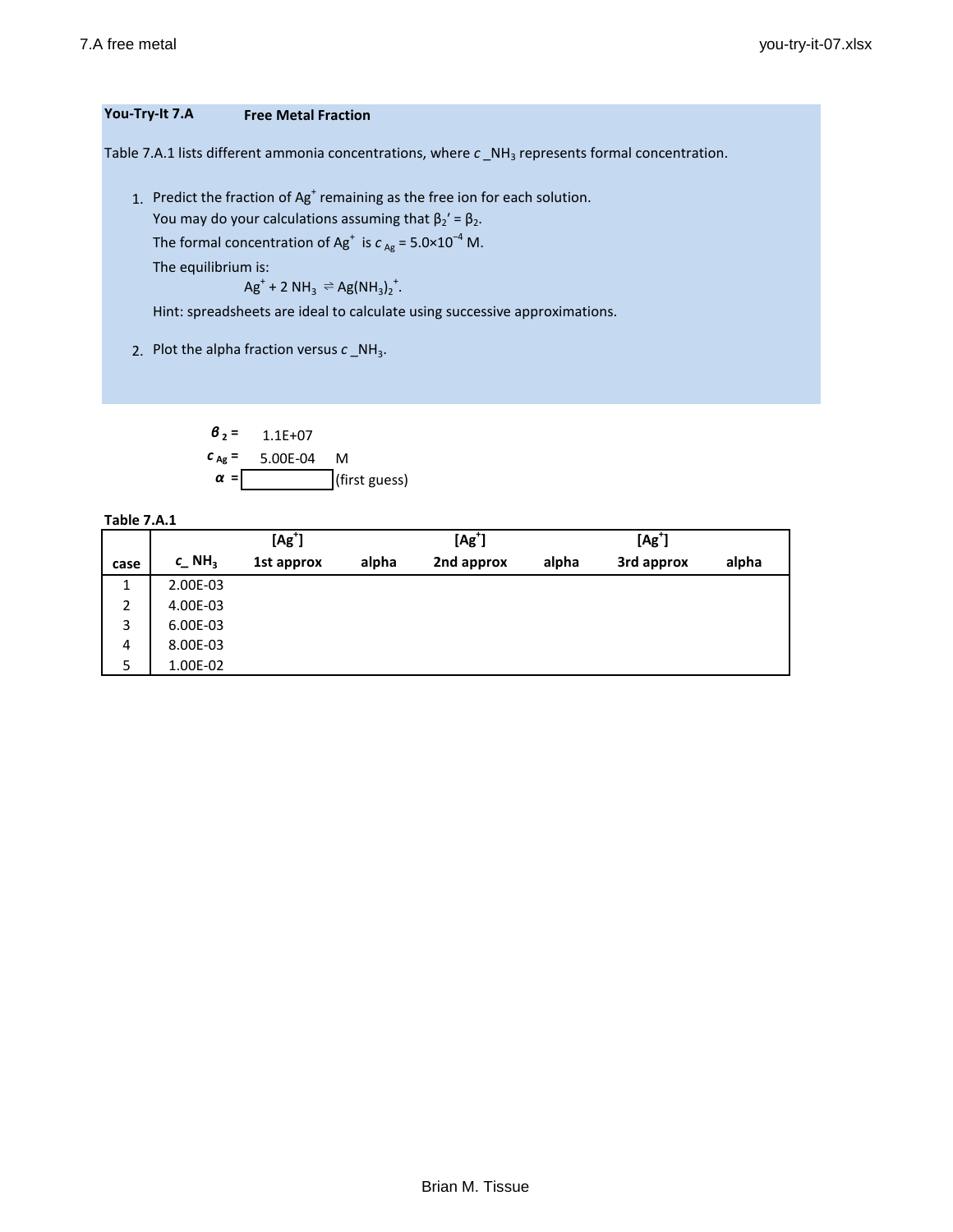**You-Try-It 7.A** **Free Metal Fraction**

Table 7.A.1 lists different ammonia concentrations, where $c\_NH_3$ represents formal concentration.

1. Predict the fraction of $Ag^+$ remaining as the free ion for each solution.
   You may do your calculations assuming that $\beta_2' = \beta_2$.
   The formal concentration of $Ag^+$ is $c_{Ag} = 5.0\times10^{-4}$ M.
   The equilibrium is:
   $$Ag^+ + 2\ NH_3 \rightleftharpoons Ag(NH_3)_2^+.$$
   Hint: spreadsheets are ideal to calculate using successive approximations.

2. Plot the alpha fraction versus $c\_NH_3$.

$\beta_2$ = 1.1E+07

$c_{Ag}$ = 5.00E-04 M

$\alpha$ = (first guess)

**Table 7.A.1**

| case | $c\_NH_3$ | $[Ag^+]$ 1st approx | alpha | $[Ag^+]$ 2nd approx | alpha | $[Ag^+]$ 3rd approx | alpha |
|---|---|---|---|---|---|---|---|
| 1 | 2.00E-03 | | | | | | |
| 2 | 4.00E-03 | | | | | | |
| 3 | 6.00E-03 | | | | | | |
| 4 | 8.00E-03 | | | | | | |
| 5 | 1.00E-02 | | | | | | |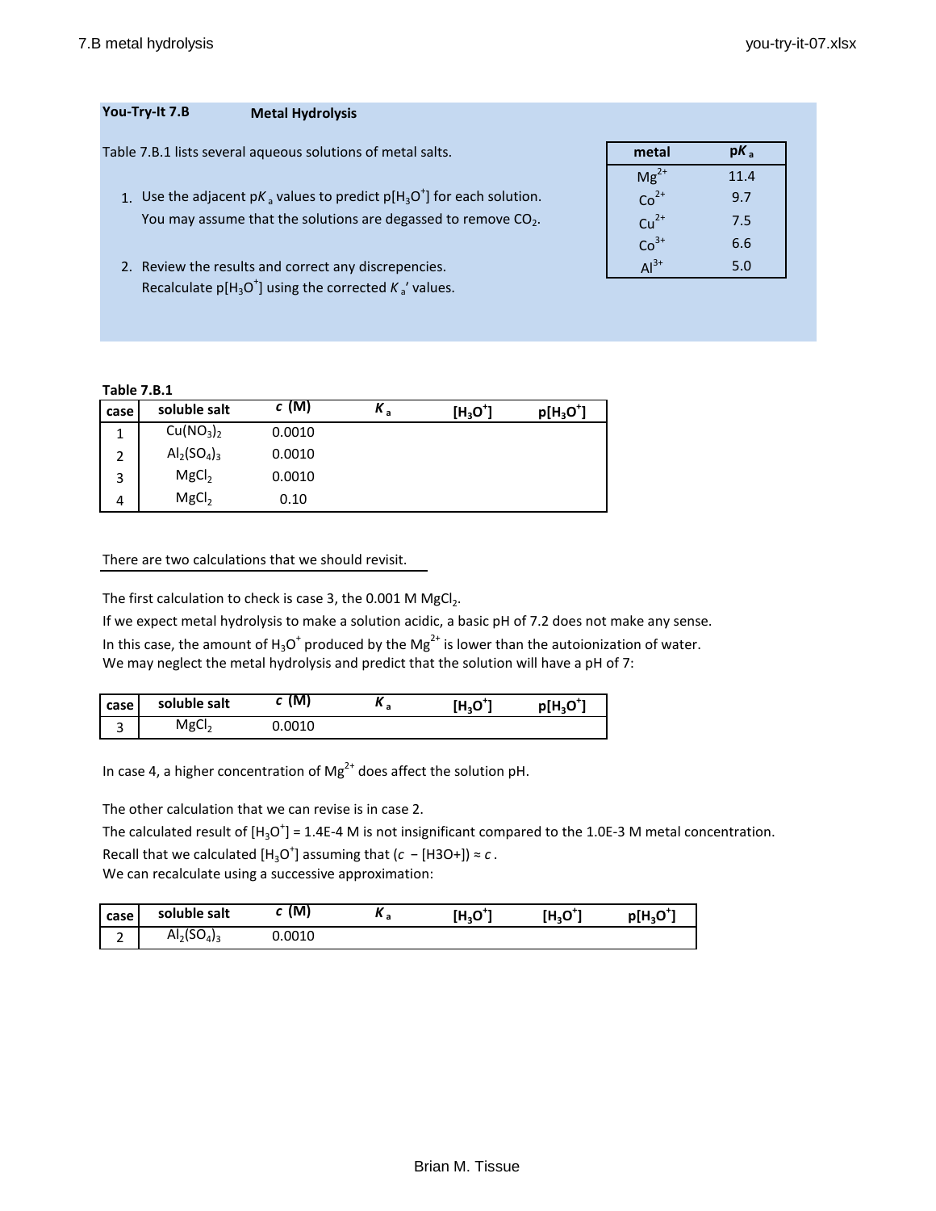**You-Try-It 7.B** **Metal Hydrolysis**

Table 7.B.1 lists several aqueous solutions of metal salts.

1. Use the adjacent p$K_a$ values to predict p[$H_3O^+$] for each solution. You may assume that the solutions are degassed to remove $CO_2$.

2. Review the results and correct any discrepencies. Recalculate p[$H_3O^+$] using the corrected $K_a$' values.

| metal | p$K_a$ |
|---|---|
| $Mg^{2+}$ | 11.4 |
| $Co^{2+}$ | 9.7 |
| $Cu^{2+}$ | 7.5 |
| $Co^{3+}$ | 6.6 |
| $Al^{3+}$ | 5.0 |

**Table 7.B.1**

| case | soluble salt | $c$ (M) | $K_a$ | [$H_3O^+$] | p[$H_3O^+$] |
|---|---|---|---|---|---|
| 1 | $Cu(NO_3)_2$ | 0.0010 | | | |
| 2 | $Al_2(SO_4)_3$ | 0.0010 | | | |
| 3 | $MgCl_2$ | 0.0010 | | | |
| 4 | $MgCl_2$ | 0.10 | | | |

There are two calculations that we should revisit.

The first calculation to check is case 3, the 0.001 M $MgCl_2$.
If we expect metal hydrolysis to make a solution acidic, a basic pH of 7.2 does not make any sense.
In this case, the amount of $H_3O^+$ produced by the $Mg^{2+}$ is lower than the autoionization of water.
We may neglect the metal hydrolysis and predict that the solution will have a pH of 7:

| case | soluble salt | $c$ (M) | $K_a$ | [$H_3O^+$] | p[$H_3O^+$] |
|---|---|---|---|---|---|
| 3 | $MgCl_2$ | 0.0010 | | | |

In case 4, a higher concentration of $Mg^{2+}$ does affect the solution pH.

The other calculation that we can revise is in case 2.
The calculated result of [$H_3O^+$] = 1.4E-4 M is not insignificant compared to the 1.0E-3 M metal concentration.
Recall that we calculated [$H_3O^+$] assuming that ($c$ − [H3O+]) ≈ $c$.
We can recalculate using a successive approximation:

| case | soluble salt | $c$ (M) | $K_a$ | [$H_3O^+$] | [$H_3O^+$] | p[$H_3O^+$] |
|---|---|---|---|---|---|---|
| 2 | $Al_2(SO_4)_3$ | 0.0010 | | | | |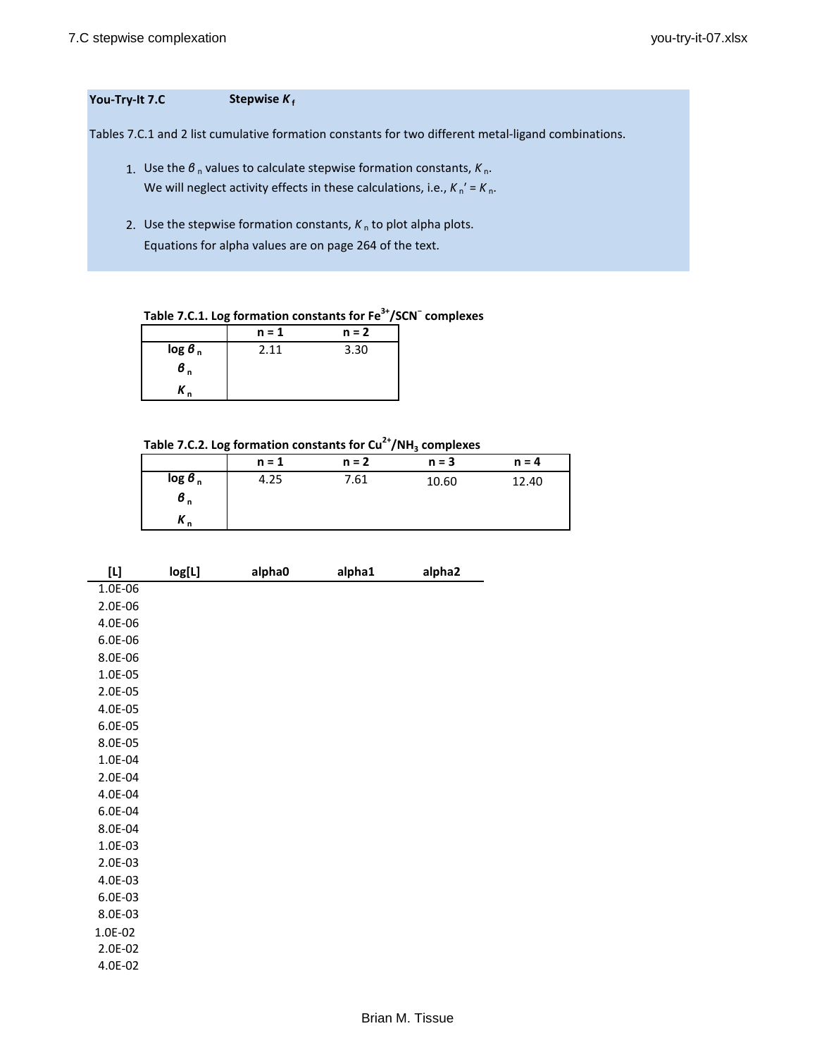**You-Try-It 7.C** **Stepwise $K_f$**

Tables 7.C.1 and 2 list cumulative formation constants for two different metal-ligand combinations.

1. Use the $\beta_n$ values to calculate stepwise formation constants, $K_n$.
   We will neglect activity effects in these calculations, i.e., $K_n' = K_n$.

2. Use the stepwise formation constants, $K_n$ to plot alpha plots.
   Equations for alpha values are on page 264 of the text.

**Table 7.C.1. Log formation constants for $Fe^{3+}$/$SCN^-$ complexes**

| | n = 1 | n = 2 |
|---|---|---|
| log $\beta_n$ | 2.11 | 3.30 |
| $\beta_n$ | | |
| $K_n$ | | |

**Table 7.C.2. Log formation constants for $Cu^{2+}$/$NH_3$ complexes**

| | n = 1 | n = 2 | n = 3 | n = 4 |
|---|---|---|---|---|
| log $\beta_n$ | 4.25 | 7.61 | 10.60 | 12.40 |
| $\beta_n$ | | | | |
| $K_n$ | | | | |

| [L] | log[L] | alpha0 | alpha1 | alpha2 |
|---|---|---|---|---|
| 1.0E-06 | | | | |
| 2.0E-06 | | | | |
| 4.0E-06 | | | | |
| 6.0E-06 | | | | |
| 8.0E-06 | | | | |
| 1.0E-05 | | | | |
| 2.0E-05 | | | | |
| 4.0E-05 | | | | |
| 6.0E-05 | | | | |
| 8.0E-05 | | | | |
| 1.0E-04 | | | | |
| 2.0E-04 | | | | |
| 4.0E-04 | | | | |
| 6.0E-04 | | | | |
| 8.0E-04 | | | | |
| 1.0E-03 | | | | |
| 2.0E-03 | | | | |
| 4.0E-03 | | | | |
| 6.0E-03 | | | | |
| 8.0E-03 | | | | |
| 1.0E-02 | | | | |
| 2.0E-02 | | | | |
| 4.0E-02 | | | | |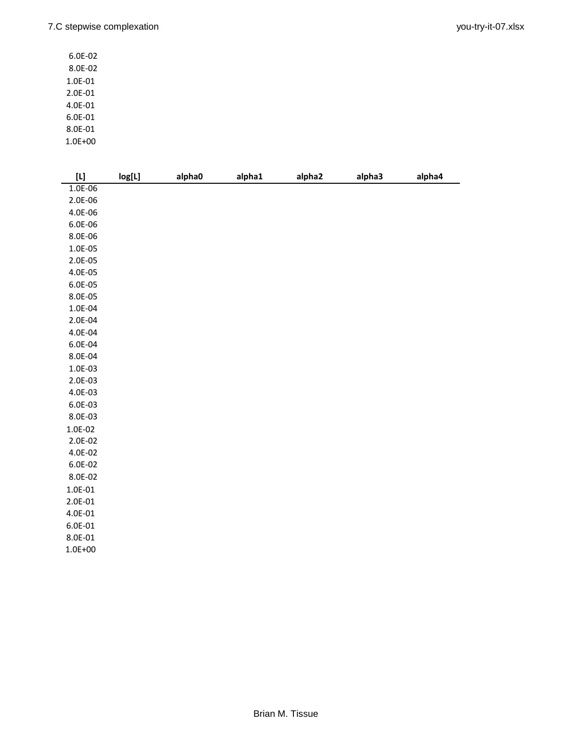6.0E-02
8.0E-02
1.0E-01
2.0E-01
4.0E-01
6.0E-01
8.0E-01
1.0E+00

| [L] | log[L] | alpha0 | alpha1 | alpha2 | alpha3 | alpha4 |
|---|---|---|---|---|---|---|
| 1.0E-06 | | | | | | |
| 2.0E-06 | | | | | | |
| 4.0E-06 | | | | | | |
| 6.0E-06 | | | | | | |
| 8.0E-06 | | | | | | |
| 1.0E-05 | | | | | | |
| 2.0E-05 | | | | | | |
| 4.0E-05 | | | | | | |
| 6.0E-05 | | | | | | |
| 8.0E-05 | | | | | | |
| 1.0E-04 | | | | | | |
| 2.0E-04 | | | | | | |
| 4.0E-04 | | | | | | |
| 6.0E-04 | | | | | | |
| 8.0E-04 | | | | | | |
| 1.0E-03 | | | | | | |
| 2.0E-03 | | | | | | |
| 4.0E-03 | | | | | | |
| 6.0E-03 | | | | | | |
| 8.0E-03 | | | | | | |
| 1.0E-02 | | | | | | |
| 2.0E-02 | | | | | | |
| 4.0E-02 | | | | | | |
| 6.0E-02 | | | | | | |
| 8.0E-02 | | | | | | |
| 1.0E-01 | | | | | | |
| 2.0E-01 | | | | | | |
| 4.0E-01 | | | | | | |
| 6.0E-01 | | | | | | |
| 8.0E-01 | | | | | | |
| 1.0E+00 | | | | | | |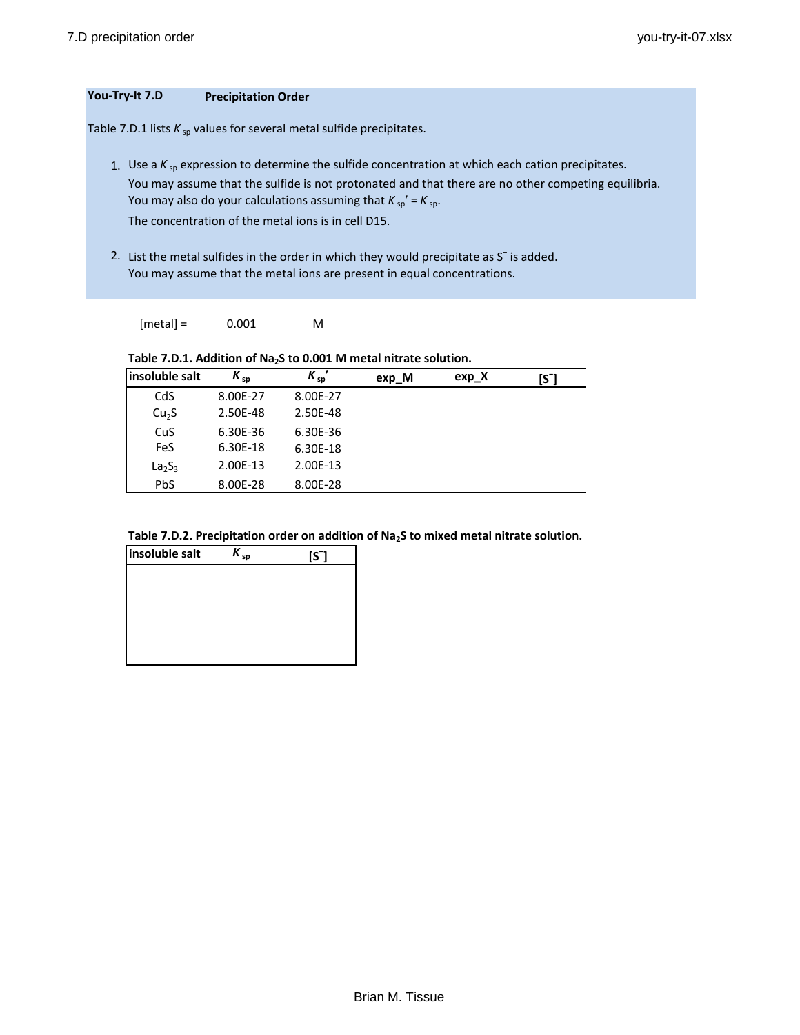**You-Try-It 7.D** **Precipitation Order**

Table 7.D.1 lists $K_{sp}$ values for several metal sulfide precipitates.

1. Use a $K_{sp}$ expression to determine the sulfide concentration at which each cation precipitates. You may assume that the sulfide is not protonated and that there are no other competing equilibria. You may also do your calculations assuming that $K_{sp}' = K_{sp}$. The concentration of the metal ions is in cell D15.

2. List the metal sulfides in the order in which they would precipitate as $S^{=}$ is added. You may assume that the metal ions are present in equal concentrations.

[metal] = 0.001 M

**Table 7.D.1. Addition of $Na_2S$ to 0.001 M metal nitrate solution.**

| insoluble salt | $K_{sp}$ | $K_{sp}'$ | exp_M | exp_X | $[S^{=}]$ |
|---|---|---|---|---|---|
| CdS | 8.00E-27 | 8.00E-27 | | | |
| $Cu_2S$ | 2.50E-48 | 2.50E-48 | | | |
| CuS | 6.30E-36 | 6.30E-36 | | | |
| FeS | 6.30E-18 | 6.30E-18 | | | |
| $La_2S_3$ | 2.00E-13 | 2.00E-13 | | | |
| PbS | 8.00E-28 | 8.00E-28 | | | |

**Table 7.D.2. Precipitation order on addition of $Na_2S$ to mixed metal nitrate solution.**

| insoluble salt | $K_{sp}$ | $[S^{=}]$ |
|---|---|---|
| | | |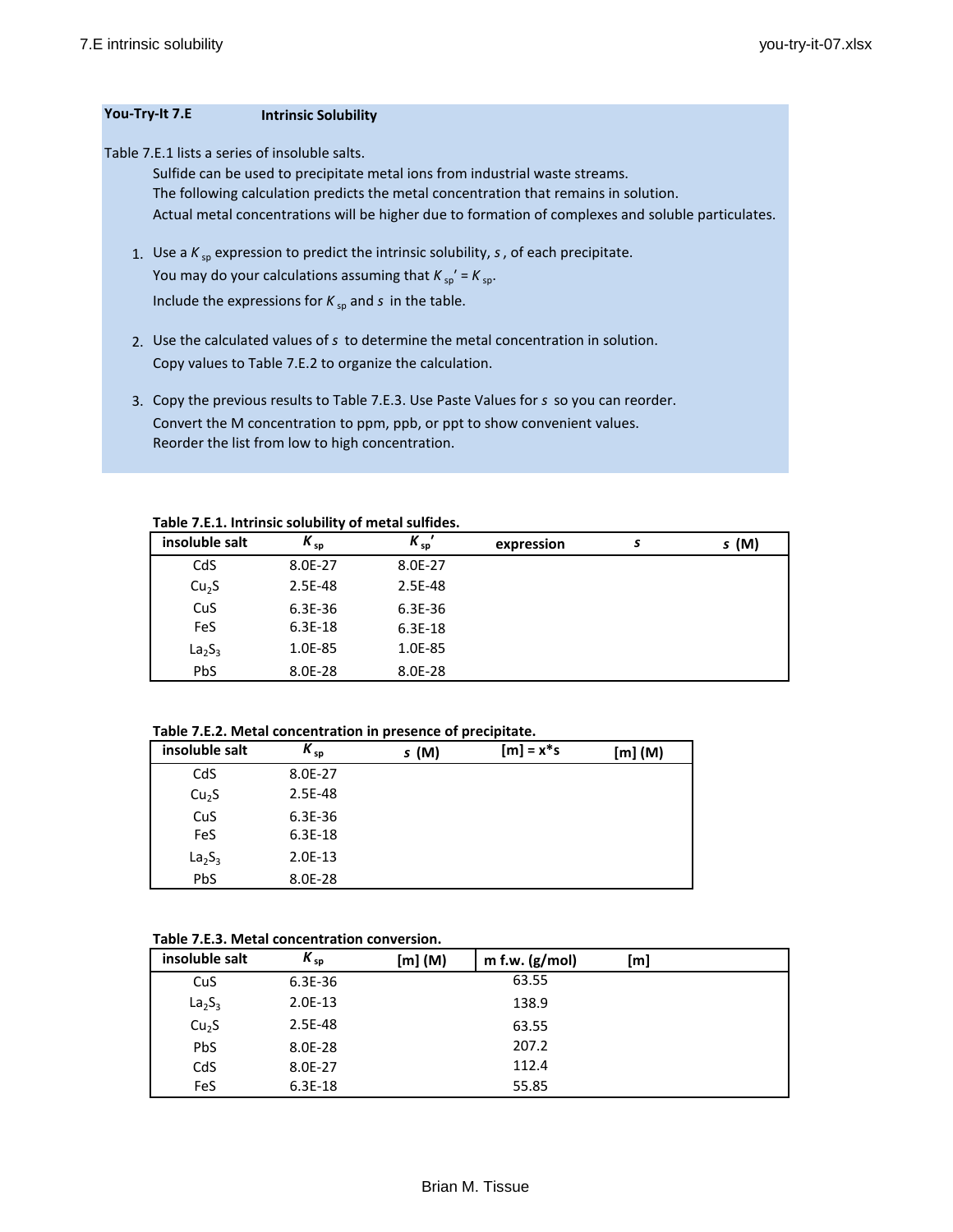**You-Try-It 7.E** **Intrinsic Solubility**

Table 7.E.1 lists a series of insoluble salts.

Sulfide can be used to precipitate metal ions from industrial waste streams.
The following calculation predicts the metal concentration that remains in solution.
Actual metal concentrations will be higher due to formation of complexes and soluble particulates.

1. Use a $K_{sp}$ expression to predict the intrinsic solubility, $s$, of each precipitate.
   You may do your calculations assuming that $K_{sp}' = K_{sp}$.
   Include the expressions for $K_{sp}$ and $s$ in the table.

2. Use the calculated values of $s$ to determine the metal concentration in solution.
   Copy values to Table 7.E.2 to organize the calculation.

3. Copy the previous results to Table 7.E.3. Use Paste Values for $s$ so you can reorder.
   Convert the M concentration to ppm, ppb, or ppt to show convenient values.
   Reorder the list from low to high concentration.

**Table 7.E.1. Intrinsic solubility of metal sulfides.**

| insoluble salt | $K_{sp}$ | $K_{sp}'$ | expression | $s$ | $s$ (M) |
|---|---|---|---|---|---|
| CdS | 8.0E-27 | 8.0E-27 | | | |
| $Cu_2S$ | 2.5E-48 | 2.5E-48 | | | |
| CuS | 6.3E-36 | 6.3E-36 | | | |
| FeS | 6.3E-18 | 6.3E-18 | | | |
| $La_2S_3$ | 1.0E-85 | 1.0E-85 | | | |
| PbS | 8.0E-28 | 8.0E-28 | | | |

**Table 7.E.2. Metal concentration in presence of precipitate.**

| insoluble salt | $K_{sp}$ | $s$ (M) | [m] = x*s | [m] (M) |
|---|---|---|---|---|
| CdS | 8.0E-27 | | | |
| $Cu_2S$ | 2.5E-48 | | | |
| CuS | 6.3E-36 | | | |
| FeS | 6.3E-18 | | | |
| $La_2S_3$ | 2.0E-13 | | | |
| PbS | 8.0E-28 | | | |

**Table 7.E.3. Metal concentration conversion.**

| insoluble salt | $K_{sp}$ | [m] (M) | m f.w. (g/mol) | [m] |
|---|---|---|---|---|
| CuS | 6.3E-36 | | 63.55 | |
| $La_2S_3$ | 2.0E-13 | | 138.9 | |
| $Cu_2S$ | 2.5E-48 | | 63.55 | |
| PbS | 8.0E-28 | | 207.2 | |
| CdS | 8.0E-27 | | 112.4 | |
| FeS | 6.3E-18 | | 55.85 | |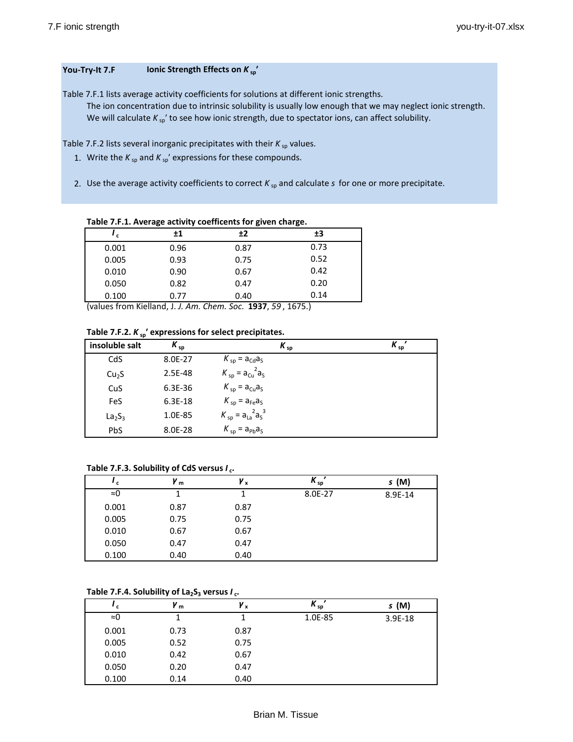**You-Try-It 7.F** **Ionic Strength Effects on $K_{sp}'$**

Table 7.F.1 lists average activity coefficients for solutions at different ionic strengths.

The ion concentration due to intrinsic solubility is usually low enough that we may neglect ionic strength.

We will calculate $K_{sp}'$ to see how ionic strength, due to spectator ions, can affect solubility.

Table 7.F.2 lists several inorganic precipitates with their $K_{sp}$ values.

1. Write the $K_{sp}$ and $K_{sp}'$ expressions for these compounds.

2. Use the average activity coefficients to correct $K_{sp}$ and calculate $s$ for one or more precipitate.

**Table 7.F.1. Average activity coefficents for given charge.**

| $I_c$ | ±1 | ±2 | ±3 |
|---|---|---|---|
| 0.001 | 0.96 | 0.87 | 0.73 |
| 0.005 | 0.93 | 0.75 | 0.52 |
| 0.010 | 0.90 | 0.67 | 0.42 |
| 0.050 | 0.82 | 0.47 | 0.20 |
| 0.100 | 0.77 | 0.40 | 0.14 |

(values from Kielland, J. *J. Am. Chem. Soc.* **1937**, *59*, 1675.)

**Table 7.F.2. $K_{sp}'$ expressions for select precipitates.**

| insoluble salt | $K_{sp}$ | $K_{sp}$ | $K_{sp}'$ |
|---|---|---|---|
| CdS | 8.0E-27 | $K_{sp} = a_{Cd}a_S$ | |
| $Cu_2S$ | 2.5E-48 | $K_{sp} = a_{Cu}^2a_S$ | |
| CuS | 6.3E-36 | $K_{sp} = a_{Cu}a_S$ | |
| FeS | 6.3E-18 | $K_{sp} = a_{Fe}a_S$ | |
| $La_2S_3$ | 1.0E-85 | $K_{sp} = a_{La}^2a_S^3$ | |
| PbS | 8.0E-28 | $K_{sp} = a_{Pb}a_S$ | |

**Table 7.F.3. Solubility of CdS versus $I_c$.**

| $I_c$ | $\gamma_m$ | $\gamma_x$ | $K_{sp}'$ | $s$ (M) |
|---|---|---|---|---|
| ≈0 | 1 | 1 | 8.0E-27 | 8.9E-14 |
| 0.001 | 0.87 | 0.87 | | |
| 0.005 | 0.75 | 0.75 | | |
| 0.010 | 0.67 | 0.67 | | |
| 0.050 | 0.47 | 0.47 | | |
| 0.100 | 0.40 | 0.40 | | |

**Table 7.F.4. Solubility of $La_2S_3$ versus $I_c$.**

| $I_c$ | $\gamma_m$ | $\gamma_x$ | $K_{sp}'$ | $s$ (M) |
|---|---|---|---|---|
| ≈0 | 1 | 1 | 1.0E-85 | 3.9E-18 |
| 0.001 | 0.73 | 0.87 | | |
| 0.005 | 0.52 | 0.75 | | |
| 0.010 | 0.42 | 0.67 | | |
| 0.050 | 0.20 | 0.47 | | |
| 0.100 | 0.14 | 0.40 | | |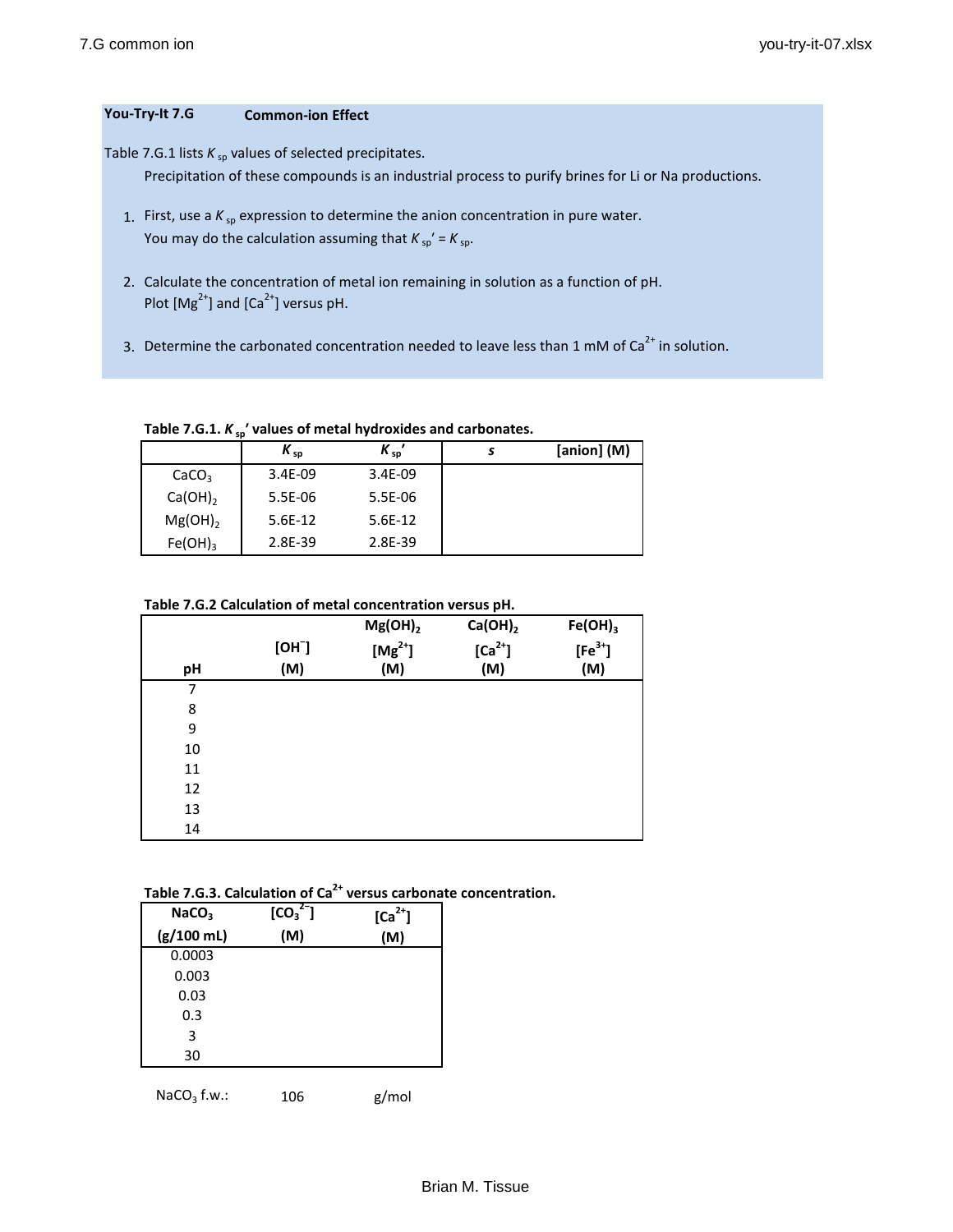**You-Try-It 7.G** **Common-ion Effect**

Table 7.G.1 lists $K_{sp}$ values of selected precipitates.

Precipitation of these compounds is an industrial process to purify brines for Li or Na productions.

1. First, use a $K_{sp}$ expression to determine the anion concentration in pure water.
   You may do the calculation assuming that $K_{sp}' = K_{sp}$.

2. Calculate the concentration of metal ion remaining in solution as a function of pH.
   Plot $[Mg^{2+}]$ and $[Ca^{2+}]$ versus pH.

3. Determine the carbonated concentration needed to leave less than 1 mM of $Ca^{2+}$ in solution.

**Table 7.G.1. $K_{sp}'$ values of metal hydroxides and carbonates.**

| | $K_{sp}$ | $K_{sp}'$ | $s$ | [anion] (M) |
|---|---|---|---|---|
| $CaCO_3$ | 3.4E-09 | 3.4E-09 | | |
| $Ca(OH)_2$ | 5.5E-06 | 5.5E-06 | | |
| $Mg(OH)_2$ | 5.6E-12 | 5.6E-12 | | |
| $Fe(OH)_3$ | 2.8E-39 | 2.8E-39 | | |

**Table 7.G.2 Calculation of metal concentration versus pH.**

| pH | $[OH^-]$ (M) | $Mg(OH)_2$ $[Mg^{2+}]$ (M) | $Ca(OH)_2$ $[Ca^{2+}]$ (M) | $Fe(OH)_3$ $[Fe^{3+}]$ (M) |
|---|---|---|---|---|
| 7 | | | | |
| 8 | | | | |
| 9 | | | | |
| 10 | | | | |
| 11 | | | | |
| 12 | | | | |
| 13 | | | | |
| 14 | | | | |

**Table 7.G.3. Calculation of $Ca^{2+}$ versus carbonate concentration.**

| $NaCO_3$ (g/100 mL) | $[CO_3^{2-}]$ (M) | $[Ca^{2+}]$ (M) |
|---|---|---|
| 0.0003 | | |
| 0.003 | | |
| 0.03 | | |
| 0.3 | | |
| 3 | | |
| 30 | | |

$NaCO_3$ f.w.: 106 g/mol